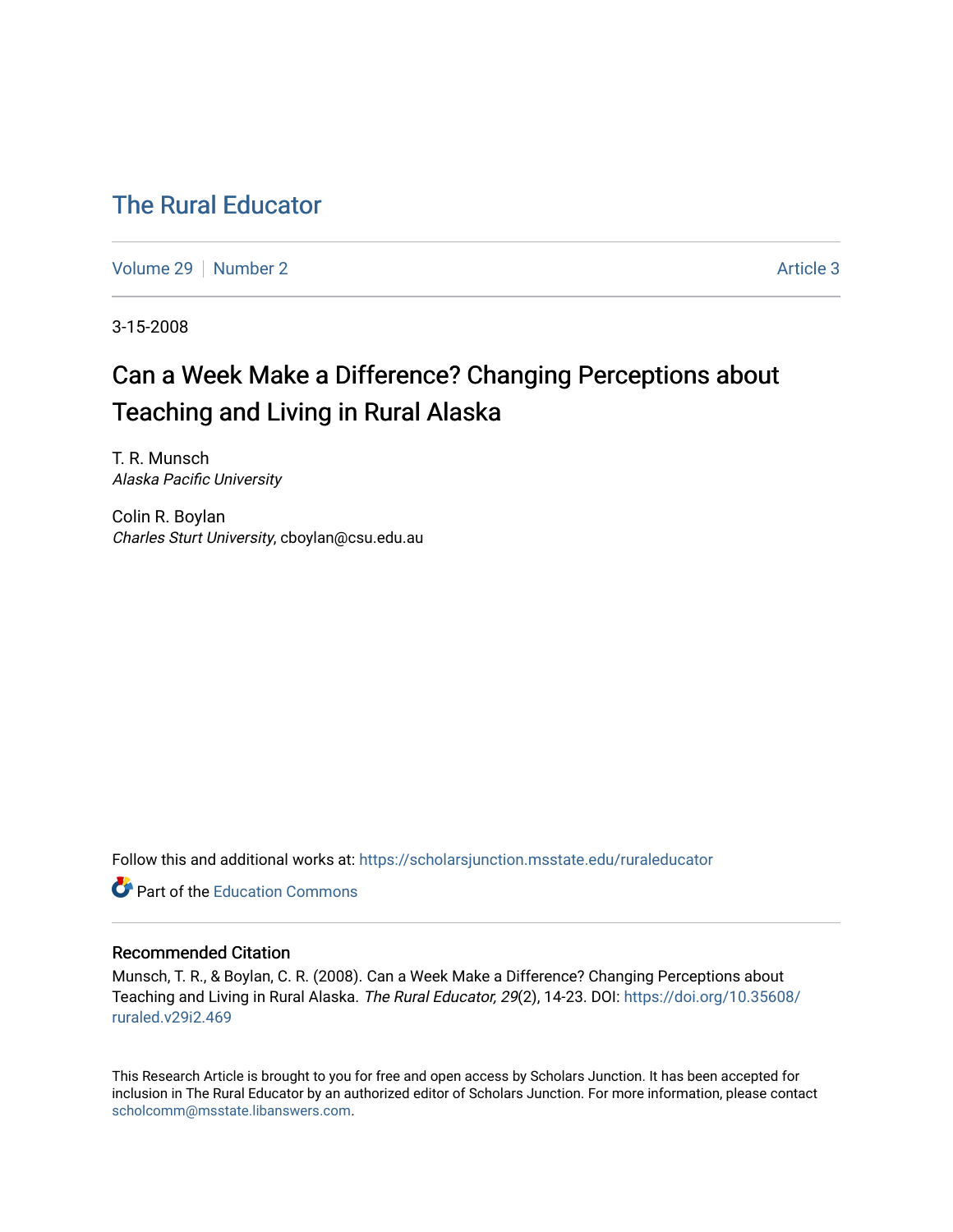# The Rural Educator

Volume 29 | Number 2 | Article 3

3-15-2008

## Can a Week Make a Difference? Changing Perceptions about Teaching and Living in Rural Alaska

T. R. Munsch
*Alaska Pacific University*

Colin R. Boylan
*Charles Sturt University*, cboylan@csu.edu.au

Follow this and additional works at: https://scholarsjunction.msstate.edu/ruraleducator

Part of the Education Commons

### Recommended Citation

Munsch, T. R., & Boylan, C. R. (2008). Can a Week Make a Difference? Changing Perceptions about Teaching and Living in Rural Alaska. *The Rural Educator, 29*(2), 14-23. DOI: https://doi.org/10.35608/ruraled.v29i2.469

This Research Article is brought to you for free and open access by Scholars Junction. It has been accepted for inclusion in The Rural Educator by an authorized editor of Scholars Junction. For more information, please contact scholcomm@msstate.libanswers.com.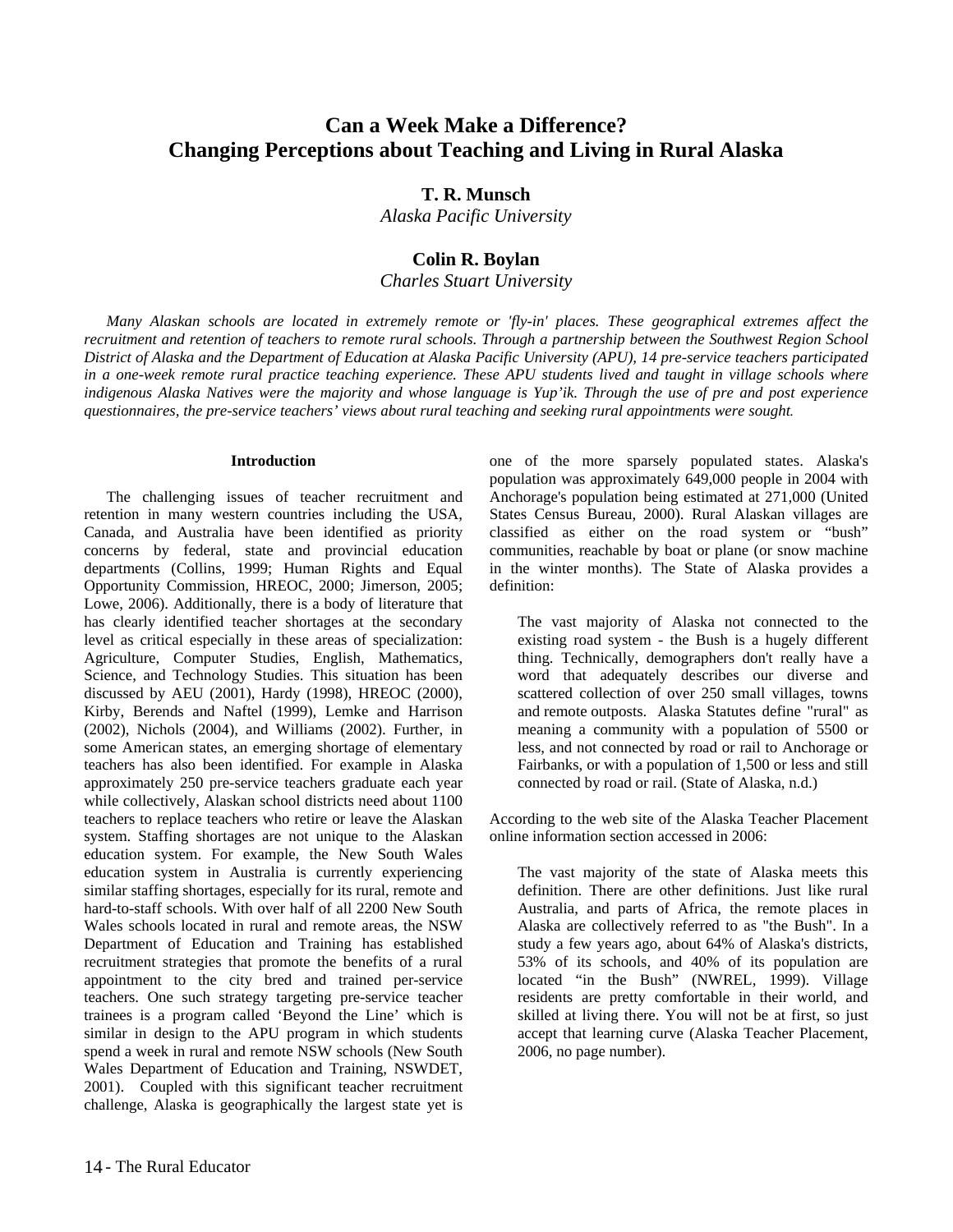# Can a Week Make a Difference? Changing Perceptions about Teaching and Living in Rural Alaska

**T. R. Munsch**
*Alaska Pacific University*

**Colin R. Boylan**
*Charles Stuart University*

*Many Alaskan schools are located in extremely remote or 'fly-in' places. These geographical extremes affect the recruitment and retention of teachers to remote rural schools. Through a partnership between the Southwest Region School District of Alaska and the Department of Education at Alaska Pacific University (APU), 14 pre-service teachers participated in a one-week remote rural practice teaching experience. These APU students lived and taught in village schools where indigenous Alaska Natives were the majority and whose language is Yup'ik. Through the use of pre and post experience questionnaires, the pre-service teachers' views about rural teaching and seeking rural appointments were sought.*

## Introduction

The challenging issues of teacher recruitment and retention in many western countries including the USA, Canada, and Australia have been identified as priority concerns by federal, state and provincial education departments (Collins, 1999; Human Rights and Equal Opportunity Commission, HREOC, 2000; Jimerson, 2005; Lowe, 2006). Additionally, there is a body of literature that has clearly identified teacher shortages at the secondary level as critical especially in these areas of specialization: Agriculture, Computer Studies, English, Mathematics, Science, and Technology Studies. This situation has been discussed by AEU (2001), Hardy (1998), HREOC (2000), Kirby, Berends and Naftel (1999), Lemke and Harrison (2002), Nichols (2004), and Williams (2002). Further, in some American states, an emerging shortage of elementary teachers has also been identified. For example in Alaska approximately 250 pre-service teachers graduate each year while collectively, Alaskan school districts need about 1100 teachers to replace teachers who retire or leave the Alaskan system. Staffing shortages are not unique to the Alaskan education system. For example, the New South Wales education system in Australia is currently experiencing similar staffing shortages, especially for its rural, remote and hard-to-staff schools. With over half of all 2200 New South Wales schools located in rural and remote areas, the NSW Department of Education and Training has established recruitment strategies that promote the benefits of a rural appointment to the city bred and trained per-service teachers. One such strategy targeting pre-service teacher trainees is a program called 'Beyond the Line' which is similar in design to the APU program in which students spend a week in rural and remote NSW schools (New South Wales Department of Education and Training, NSWDET, 2001). Coupled with this significant teacher recruitment challenge, Alaska is geographically the largest state yet is one of the more sparsely populated states. Alaska's population was approximately 649,000 people in 2004 with Anchorage's population being estimated at 271,000 (United States Census Bureau, 2000). Rural Alaskan villages are classified as either on the road system or "bush" communities, reachable by boat or plane (or snow machine in the winter months). The State of Alaska provides a definition:

> The vast majority of Alaska not connected to the existing road system - the Bush is a hugely different thing. Technically, demographers don't really have a word that adequately describes our diverse and scattered collection of over 250 small villages, towns and remote outposts. Alaska Statutes define "rural" as meaning a community with a population of 5500 or less, and not connected by road or rail to Anchorage or Fairbanks, or with a population of 1,500 or less and still connected by road or rail. (State of Alaska, n.d.)

According to the web site of the Alaska Teacher Placement online information section accessed in 2006:

> The vast majority of the state of Alaska meets this definition. There are other definitions. Just like rural Australia, and parts of Africa, the remote places in Alaska are collectively referred to as "the Bush". In a study a few years ago, about 64% of Alaska's districts, 53% of its schools, and 40% of its population are located "in the Bush" (NWREL, 1999). Village residents are pretty comfortable in their world, and skilled at living there. You will not be at first, so just accept that learning curve (Alaska Teacher Placement, 2006, no page number).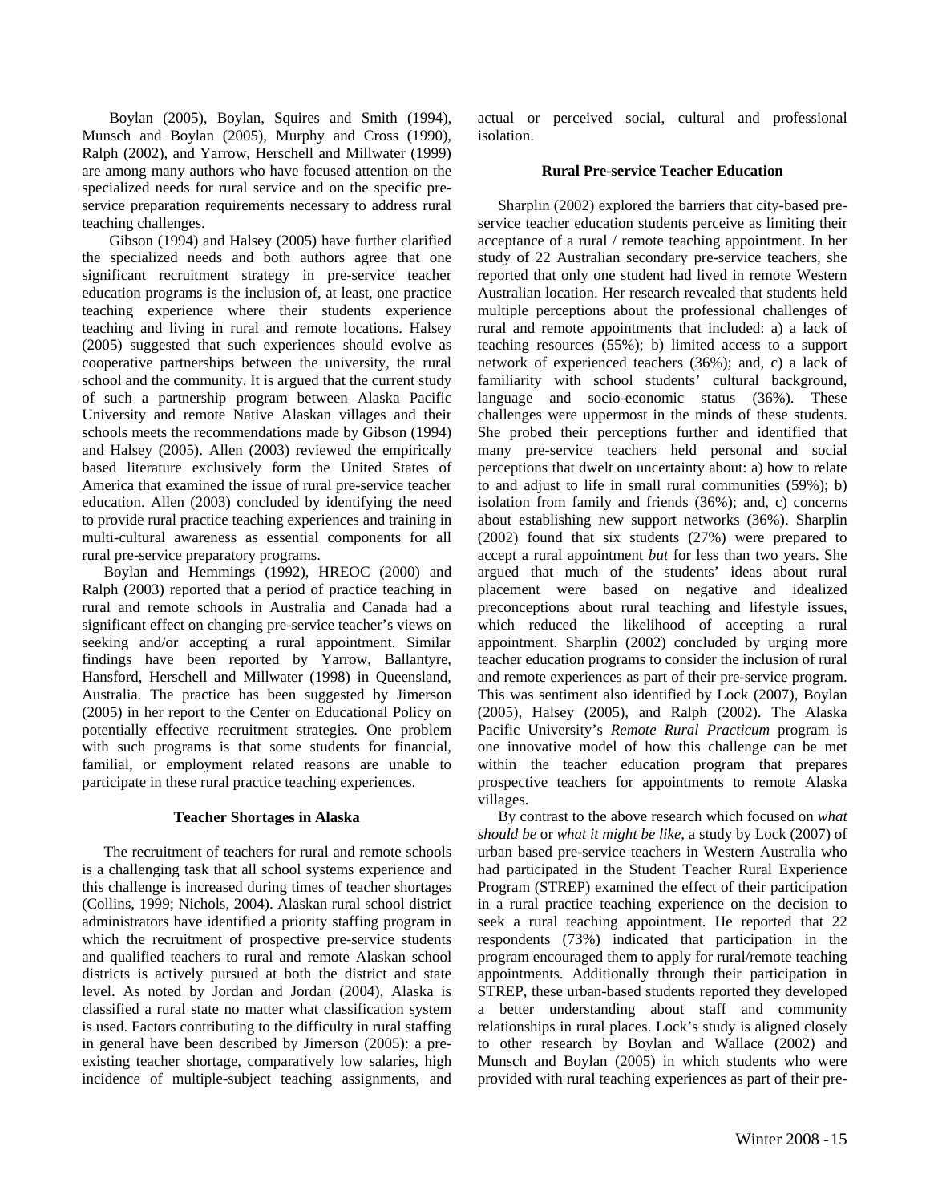Boylan (2005), Boylan, Squires and Smith (1994), Munsch and Boylan (2005), Murphy and Cross (1990), Ralph (2002), and Yarrow, Herschell and Millwater (1999) are among many authors who have focused attention on the specialized needs for rural service and on the specific pre-service preparation requirements necessary to address rural teaching challenges.

Gibson (1994) and Halsey (2005) have further clarified the specialized needs and both authors agree that one significant recruitment strategy in pre-service teacher education programs is the inclusion of, at least, one practice teaching experience where their students experience teaching and living in rural and remote locations. Halsey (2005) suggested that such experiences should evolve as cooperative partnerships between the university, the rural school and the community. It is argued that the current study of such a partnership program between Alaska Pacific University and remote Native Alaskan villages and their schools meets the recommendations made by Gibson (1994) and Halsey (2005). Allen (2003) reviewed the empirically based literature exclusively form the United States of America that examined the issue of rural pre-service teacher education. Allen (2003) concluded by identifying the need to provide rural practice teaching experiences and training in multi-cultural awareness as essential components for all rural pre-service preparatory programs.

Boylan and Hemmings (1992), HREOC (2000) and Ralph (2003) reported that a period of practice teaching in rural and remote schools in Australia and Canada had a significant effect on changing pre-service teacher's views on seeking and/or accepting a rural appointment. Similar findings have been reported by Yarrow, Ballantyre, Hansford, Herschell and Millwater (1998) in Queensland, Australia. The practice has been suggested by Jimerson (2005) in her report to the Center on Educational Policy on potentially effective recruitment strategies. One problem with such programs is that some students for financial, familial, or employment related reasons are unable to participate in these rural practice teaching experiences.

## Teacher Shortages in Alaska

The recruitment of teachers for rural and remote schools is a challenging task that all school systems experience and this challenge is increased during times of teacher shortages (Collins, 1999; Nichols, 2004). Alaskan rural school district administrators have identified a priority staffing program in which the recruitment of prospective pre-service students and qualified teachers to rural and remote Alaskan school districts is actively pursued at both the district and state level. As noted by Jordan and Jordan (2004), Alaska is classified a rural state no matter what classification system is used. Factors contributing to the difficulty in rural staffing in general have been described by Jimerson (2005): a pre-existing teacher shortage, comparatively low salaries, high incidence of multiple-subject teaching assignments, and actual or perceived social, cultural and professional isolation.

## Rural Pre-service Teacher Education

Sharplin (2002) explored the barriers that city-based pre-service teacher education students perceive as limiting their acceptance of a rural / remote teaching appointment. In her study of 22 Australian secondary pre-service teachers, she reported that only one student had lived in remote Western Australian location. Her research revealed that students held multiple perceptions about the professional challenges of rural and remote appointments that included: a) a lack of teaching resources (55%); b) limited access to a support network of experienced teachers (36%); and, c) a lack of familiarity with school students' cultural background, language and socio-economic status (36%). These challenges were uppermost in the minds of these students. She probed their perceptions further and identified that many pre-service teachers held personal and social perceptions that dwelt on uncertainty about: a) how to relate to and adjust to life in small rural communities (59%); b) isolation from family and friends (36%); and, c) concerns about establishing new support networks (36%). Sharplin (2002) found that six students (27%) were prepared to accept a rural appointment *but* for less than two years. She argued that much of the students' ideas about rural placement were based on negative and idealized preconceptions about rural teaching and lifestyle issues, which reduced the likelihood of accepting a rural appointment. Sharplin (2002) concluded by urging more teacher education programs to consider the inclusion of rural and remote experiences as part of their pre-service program. This was sentiment also identified by Lock (2007), Boylan (2005), Halsey (2005), and Ralph (2002). The Alaska Pacific University's *Remote Rural Practicum* program is one innovative model of how this challenge can be met within the teacher education program that prepares prospective teachers for appointments to remote Alaska villages.

By contrast to the above research which focused on *what should be* or *what it might be like*, a study by Lock (2007) of urban based pre-service teachers in Western Australia who had participated in the Student Teacher Rural Experience Program (STREP) examined the effect of their participation in a rural practice teaching experience on the decision to seek a rural teaching appointment. He reported that 22 respondents (73%) indicated that participation in the program encouraged them to apply for rural/remote teaching appointments. Additionally through their participation in STREP, these urban-based students reported they developed a better understanding about staff and community relationships in rural places. Lock's study is aligned closely to other research by Boylan and Wallace (2002) and Munsch and Boylan (2005) in which students who were provided with rural teaching experiences as part of their pre-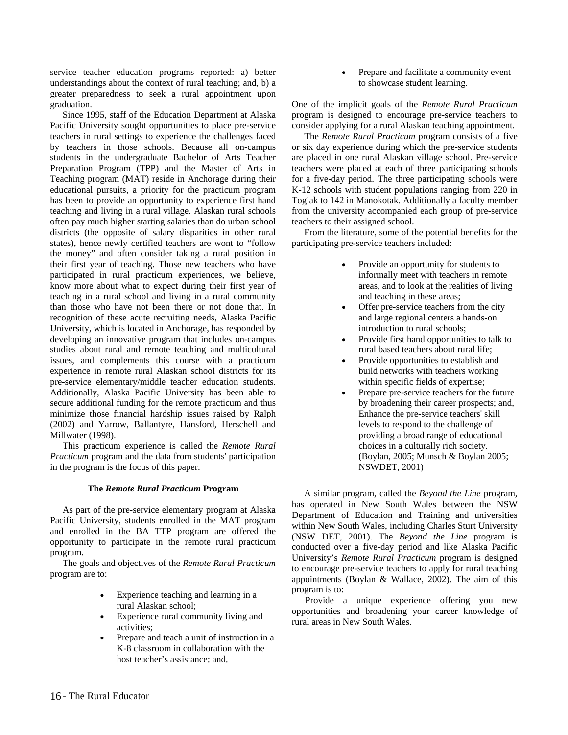service teacher education programs reported: a) better understandings about the context of rural teaching; and, b) a greater preparedness to seek a rural appointment upon graduation.

Since 1995, staff of the Education Department at Alaska Pacific University sought opportunities to place pre-service teachers in rural settings to experience the challenges faced by teachers in those schools. Because all on-campus students in the undergraduate Bachelor of Arts Teacher Preparation Program (TPP) and the Master of Arts in Teaching program (MAT) reside in Anchorage during their educational pursuits, a priority for the practicum program has been to provide an opportunity to experience first hand teaching and living in a rural village. Alaskan rural schools often pay much higher starting salaries than do urban school districts (the opposite of salary disparities in other rural states), hence newly certified teachers are wont to "follow the money" and often consider taking a rural position in their first year of teaching. Those new teachers who have participated in rural practicum experiences, we believe, know more about what to expect during their first year of teaching in a rural school and living in a rural community than those who have not been there or not done that. In recognition of these acute recruiting needs, Alaska Pacific University, which is located in Anchorage, has responded by developing an innovative program that includes on-campus studies about rural and remote teaching and multicultural issues, and complements this course with a practicum experience in remote rural Alaskan school districts for its pre-service elementary/middle teacher education students. Additionally, Alaska Pacific University has been able to secure additional funding for the remote practicum and thus minimize those financial hardship issues raised by Ralph (2002) and Yarrow, Ballantyre, Hansford, Herschell and Millwater (1998).

This practicum experience is called the *Remote Rural Practicum* program and the data from students' participation in the program is the focus of this paper.

### The *Remote Rural Practicum* Program

As part of the pre-service elementary program at Alaska Pacific University, students enrolled in the MAT program and enrolled in the BA TTP program are offered the opportunity to participate in the remote rural practicum program.

The goals and objectives of the *Remote Rural Practicum* program are to:

- Experience teaching and learning in a rural Alaskan school;
- Experience rural community living and activities;
- Prepare and teach a unit of instruction in a K-8 classroom in collaboration with the host teacher's assistance; and,
- Prepare and facilitate a community event to showcase student learning.

One of the implicit goals of the *Remote Rural Practicum* program is designed to encourage pre-service teachers to consider applying for a rural Alaskan teaching appointment.

The *Remote Rural Practicum* program consists of a five or six day experience during which the pre-service students are placed in one rural Alaskan village school. Pre-service teachers were placed at each of three participating schools for a five-day period. The three participating schools were K-12 schools with student populations ranging from 220 in Togiak to 142 in Manokotak. Additionally a faculty member from the university accompanied each group of pre-service teachers to their assigned school.

From the literature, some of the potential benefits for the participating pre-service teachers included:

- Provide an opportunity for students to informally meet with teachers in remote areas, and to look at the realities of living and teaching in these areas;
- Offer pre-service teachers from the city and large regional centers a hands-on introduction to rural schools;
- Provide first hand opportunities to talk to rural based teachers about rural life;
- Provide opportunities to establish and build networks with teachers working within specific fields of expertise;
- Prepare pre-service teachers for the future by broadening their career prospects; and, Enhance the pre-service teachers' skill levels to respond to the challenge of providing a broad range of educational choices in a culturally rich society. (Boylan, 2005; Munsch & Boylan 2005; NSWDET, 2001)

A similar program, called the *Beyond the Line* program, has operated in New South Wales between the NSW Department of Education and Training and universities within New South Wales, including Charles Sturt University (NSW DET, 2001). The *Beyond the Line* program is conducted over a five-day period and like Alaska Pacific University's *Remote Rural Practicum* program is designed to encourage pre-service teachers to apply for rural teaching appointments (Boylan & Wallace, 2002). The aim of this program is to:

Provide a unique experience offering you new opportunities and broadening your career knowledge of rural areas in New South Wales.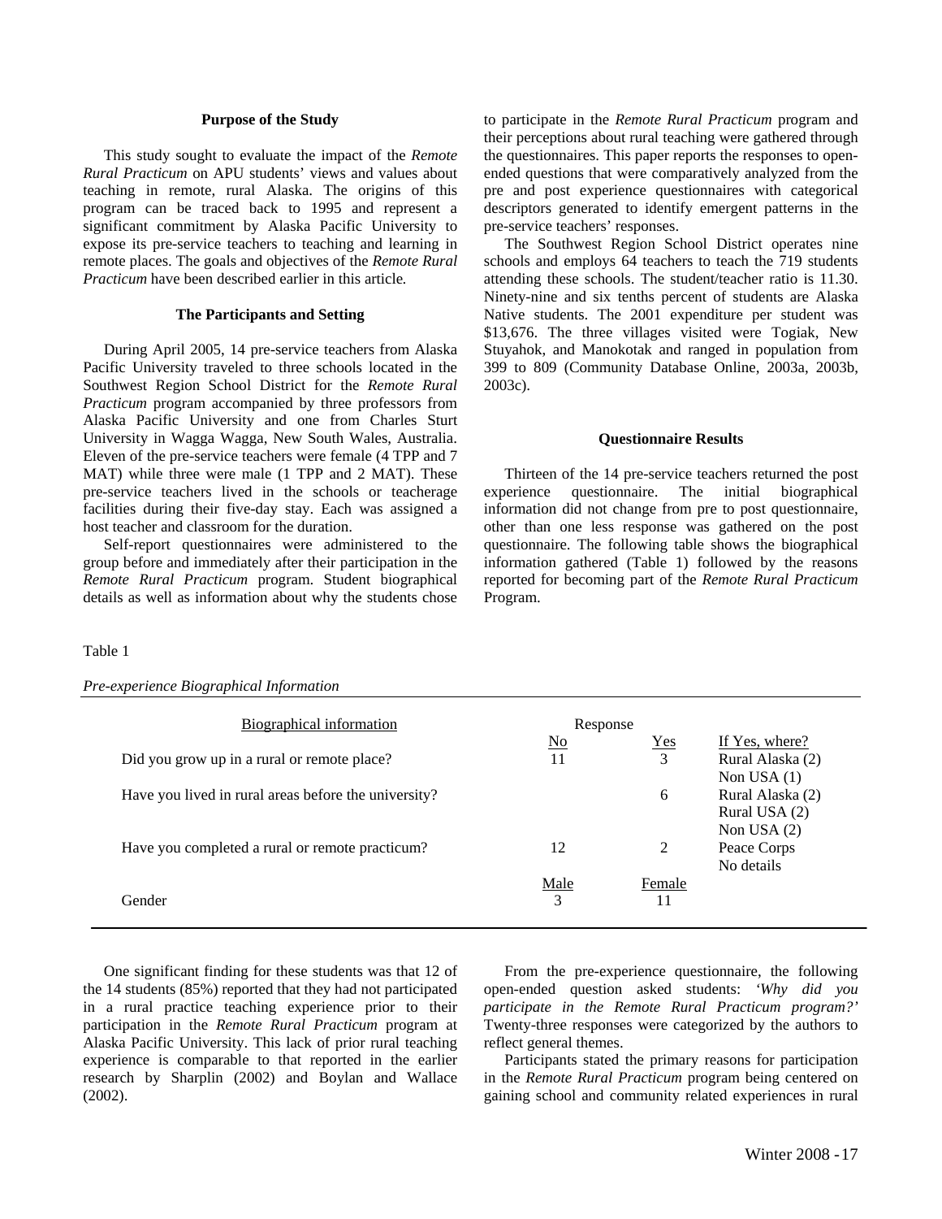### Purpose of the Study

This study sought to evaluate the impact of the *Remote Rural Practicum* on APU students' views and values about teaching in remote, rural Alaska. The origins of this program can be traced back to 1995 and represent a significant commitment by Alaska Pacific University to expose its pre-service teachers to teaching and learning in remote places. The goals and objectives of the *Remote Rural Practicum* have been described earlier in this article.

### The Participants and Setting

During April 2005, 14 pre-service teachers from Alaska Pacific University traveled to three schools located in the Southwest Region School District for the *Remote Rural Practicum* program accompanied by three professors from Alaska Pacific University and one from Charles Sturt University in Wagga Wagga, New South Wales, Australia. Eleven of the pre-service teachers were female (4 TPP and 7 MAT) while three were male (1 TPP and 2 MAT). These pre-service teachers lived in the schools or teacherage facilities during their five-day stay. Each was assigned a host teacher and classroom for the duration.

Self-report questionnaires were administered to the group before and immediately after their participation in the *Remote Rural Practicum* program. Student biographical details as well as information about why the students chose to participate in the *Remote Rural Practicum* program and their perceptions about rural teaching were gathered through the questionnaires. This paper reports the responses to open-ended questions that were comparatively analyzed from the pre and post experience questionnaires with categorical descriptors generated to identify emergent patterns in the pre-service teachers' responses.

The Southwest Region School District operates nine schools and employs 64 teachers to teach the 719 students attending these schools. The student/teacher ratio is 11.30. Ninety-nine and six tenths percent of students are Alaska Native students. The 2001 expenditure per student was $13,676. The three villages visited were Togiak, New Stuyahok, and Manokotak and ranged in population from 399 to 809 (Community Database Online, 2003a, 2003b, 2003c).

### Questionnaire Results

Thirteen of the 14 pre-service teachers returned the post experience questionnaire. The initial biographical information did not change from pre to post questionnaire, other than one less response was gathered on the post questionnaire. The following table shows the biographical information gathered (Table 1) followed by the reasons reported for becoming part of the *Remote Rural Practicum* Program.

Table 1

*Pre-experience Biographical Information*

| Biographical information | Response | | |
|---|---|---|---|
| | No | Yes | If Yes, where? |
| Did you grow up in a rural or remote place? | 11 | 3 | Rural Alaska (2)<br>Non USA (1) |
| Have you lived in rural areas before the university? | | 6 | Rural Alaska (2)<br>Rural USA (2)<br>Non USA (2) |
| Have you completed a rural or remote practicum? | 12 | 2 | Peace Corps<br>No details |
| | Male | Female | |
| Gender | 3 | 11 | |

One significant finding for these students was that 12 of the 14 students (85%) reported that they had not participated in a rural practice teaching experience prior to their participation in the *Remote Rural Practicum* program at Alaska Pacific University. This lack of prior rural teaching experience is comparable to that reported in the earlier research by Sharplin (2002) and Boylan and Wallace (2002).

From the pre-experience questionnaire, the following open-ended question asked students: *'Why did you participate in the Remote Rural Practicum program?'* Twenty-three responses were categorized by the authors to reflect general themes.

Participants stated the primary reasons for participation in the *Remote Rural Practicum* program being centered on gaining school and community related experiences in rural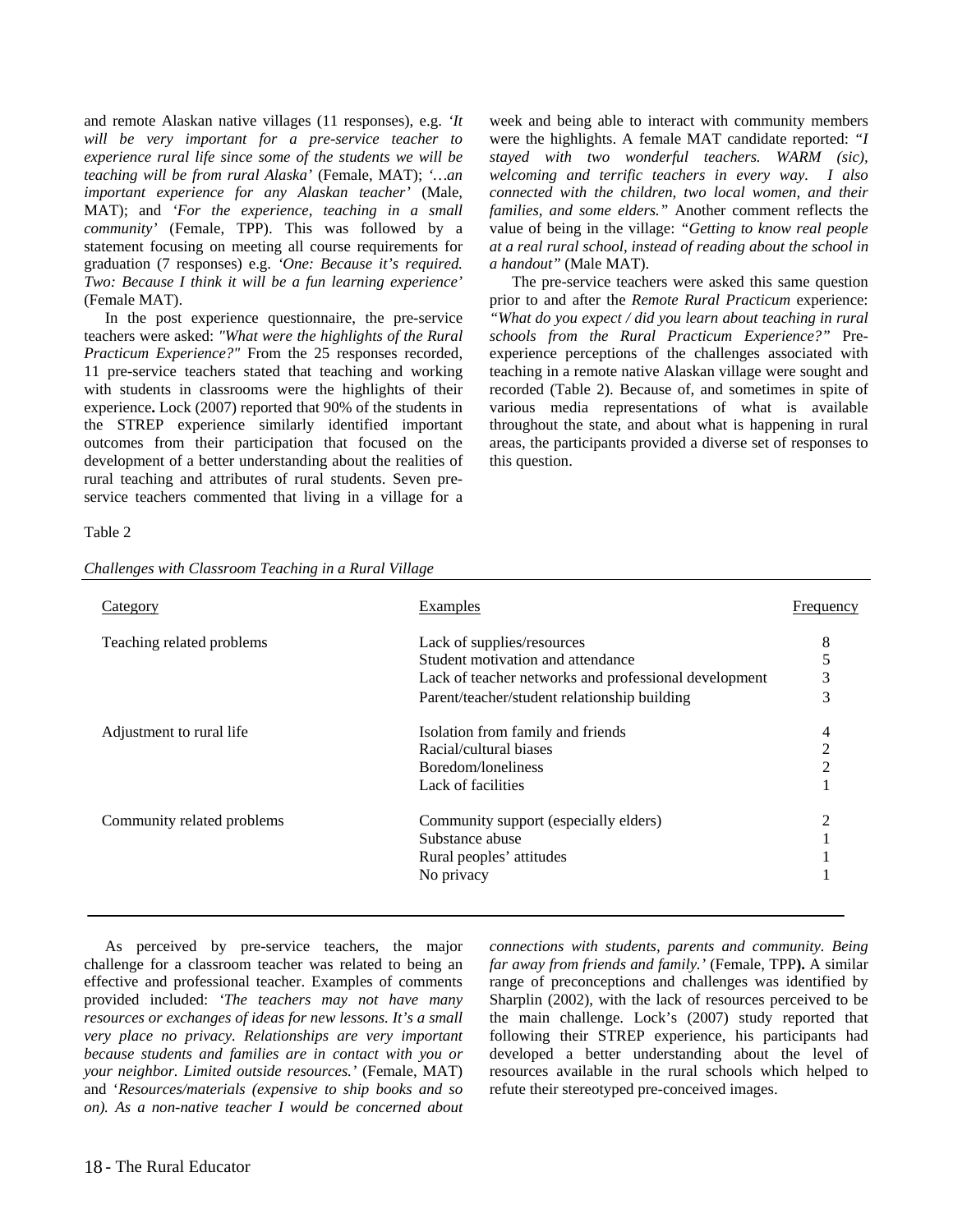and remote Alaskan native villages (11 responses), e.g. *'It will be very important for a pre-service teacher to experience rural life since some of the students we will be teaching will be from rural Alaska'* (Female, MAT); *'…an important experience for any Alaskan teacher'* (Male, MAT); and *'For the experience, teaching in a small community'* (Female, TPP). This was followed by a statement focusing on meeting all course requirements for graduation (7 responses) e.g. *'One: Because it's required. Two: Because I think it will be a fun learning experience'* (Female MAT).

In the post experience questionnaire, the pre-service teachers were asked: *"What were the highlights of the Rural Practicum Experience?"* From the 25 responses recorded, 11 pre-service teachers stated that teaching and working with students in classrooms were the highlights of their experience**.** Lock (2007) reported that 90% of the students in the STREP experience similarly identified important outcomes from their participation that focused on the development of a better understanding about the realities of rural teaching and attributes of rural students. Seven pre-service teachers commented that living in a village for a week and being able to interact with community members were the highlights. A female MAT candidate reported: *"I stayed with two wonderful teachers. WARM (sic), welcoming and terrific teachers in every way. I also connected with the children, two local women, and their families, and some elders."* Another comment reflects the value of being in the village: *"Getting to know real people at a real rural school, instead of reading about the school in a handout"* (Male MAT).

The pre-service teachers were asked this same question prior to and after the *Remote Rural Practicum* experience: *"What do you expect / did you learn about teaching in rural schools from the Rural Practicum Experience?"* Pre-experience perceptions of the challenges associated with teaching in a remote native Alaskan village were sought and recorded (Table 2). Because of, and sometimes in spite of various media representations of what is available throughout the state, and about what is happening in rural areas, the participants provided a diverse set of responses to this question.

Table 2

*Challenges with Classroom Teaching in a Rural Village*

| Category | Examples | Frequency |
|---|---|---|
| Teaching related problems | Lack of supplies/resources | 8 |
| | Student motivation and attendance | 5 |
| | Lack of teacher networks and professional development | 3 |
| | Parent/teacher/student relationship building | 3 |
| Adjustment to rural life | Isolation from family and friends | 4 |
| | Racial/cultural biases | 2 |
| | Boredom/loneliness | 2 |
| | Lack of facilities | 1 |
| Community related problems | Community support (especially elders) | 2 |
| | Substance abuse | 1 |
| | Rural peoples' attitudes | 1 |
| | No privacy | 1 |

As perceived by pre-service teachers, the major challenge for a classroom teacher was related to being an effective and professional teacher. Examples of comments provided included: *'The teachers may not have many resources or exchanges of ideas for new lessons. It's a small very place no privacy. Relationships are very important because students and families are in contact with you or your neighbor. Limited outside resources.'* (Female, MAT) and *'Resources/materials (expensive to ship books and so on). As a non-native teacher I would be concerned about connections with students, parents and community. Being far away from friends and family.'* (Female, TPP**).** A similar range of preconceptions and challenges was identified by Sharplin (2002), with the lack of resources perceived to be the main challenge. Lock's (2007) study reported that following their STREP experience, his participants had developed a better understanding about the level of resources available in the rural schools which helped to refute their stereotyped pre-conceived images.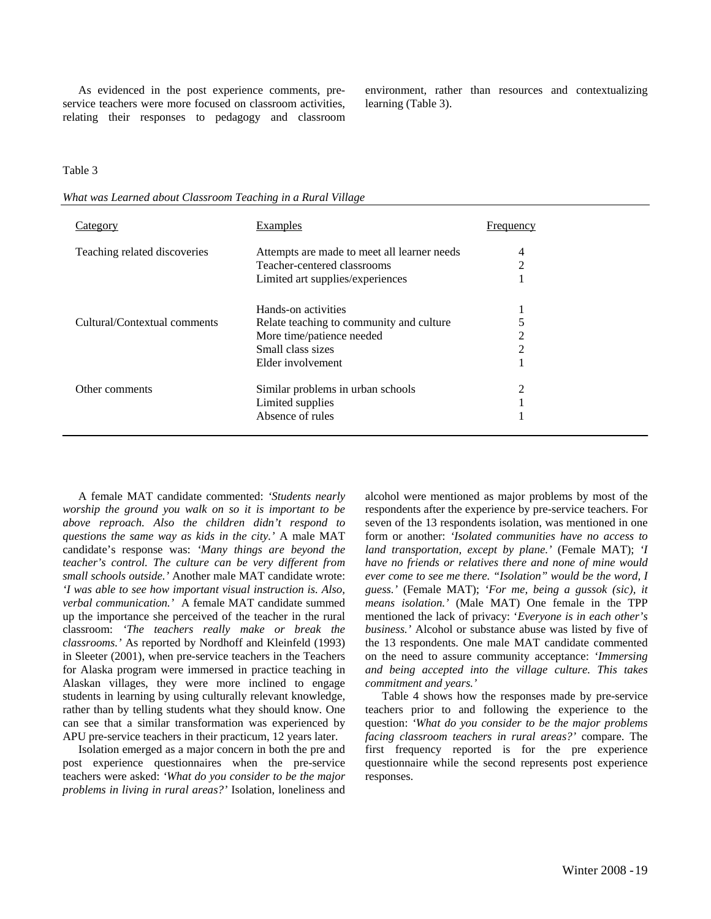As evidenced in the post experience comments, pre-service teachers were more focused on classroom activities, relating their responses to pedagogy and classroom environment, rather than resources and contextualizing learning (Table 3).

Table 3

*What was Learned about Classroom Teaching in a Rural Village*

| Category | Examples | Frequency |
|---|---|---|
| Teaching related discoveries | Attempts are made to meet all learner needs | 4 |
| | Teacher-centered classrooms | 2 |
| | Limited art supplies/experiences | 1 |
| | Hands-on activities | 1 |
| Cultural/Contextual comments | Relate teaching to community and culture | 5 |
| | More time/patience needed | 2 |
| | Small class sizes | 2 |
| | Elder involvement | 1 |
| Other comments | Similar problems in urban schools | 2 |
| | Limited supplies | 1 |
| | Absence of rules | 1 |

A female MAT candidate commented: *'Students nearly worship the ground you walk on so it is important to be above reproach. Also the children didn't respond to questions the same way as kids in the city.'* A male MAT candidate's response was: *'Many things are beyond the teacher's control. The culture can be very different from small schools outside.'* Another male MAT candidate wrote: *'I was able to see how important visual instruction is. Also, verbal communication.'* A female MAT candidate summed up the importance she perceived of the teacher in the rural classroom: *'The teachers really make or break the classrooms.'* As reported by Nordhoff and Kleinfeld (1993) in Sleeter (2001), when pre-service teachers in the Teachers for Alaska program were immersed in practice teaching in Alaskan villages, they were more inclined to engage students in learning by using culturally relevant knowledge, rather than by telling students what they should know. One can see that a similar transformation was experienced by APU pre-service teachers in their practicum, 12 years later.

Isolation emerged as a major concern in both the pre and post experience questionnaires when the pre-service teachers were asked: *'What do you consider to be the major problems in living in rural areas?'* Isolation, loneliness and alcohol were mentioned as major problems by most of the respondents after the experience by pre-service teachers. For seven of the 13 respondents isolation, was mentioned in one form or another: *'Isolated communities have no access to land transportation, except by plane.'* (Female MAT); *'I have no friends or relatives there and none of mine would ever come to see me there. "Isolation" would be the word, I guess.'* (Female MAT); *'For me, being a gussok (sic), it means isolation.'* (Male MAT) One female in the TPP mentioned the lack of privacy: *'Everyone is in each other's business.'* Alcohol or substance abuse was listed by five of the 13 respondents. One male MAT candidate commented on the need to assure community acceptance: *'Immersing and being accepted into the village culture. This takes commitment and years.'*

Table 4 shows how the responses made by pre-service teachers prior to and following the experience to the question: *'What do you consider to be the major problems facing classroom teachers in rural areas?'* compare. The first frequency reported is for the pre experience questionnaire while the second represents post experience responses.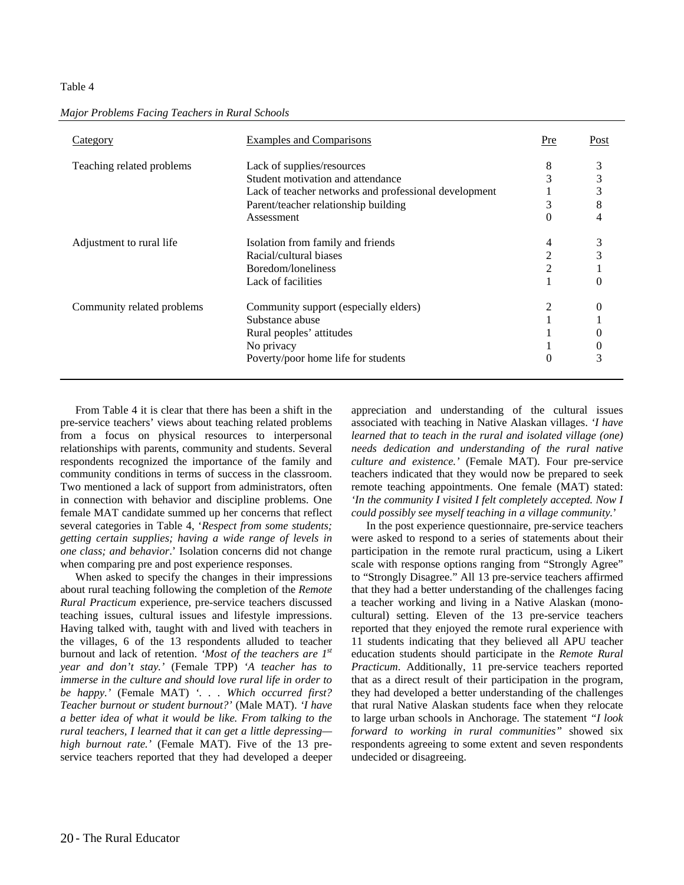Table 4

*Major Problems Facing Teachers in Rural Schools*

| Category | Examples and Comparisons | Pre | Post |
|---|---|---|---|
| Teaching related problems | Lack of supplies/resources | 8 | 3 |
| | Student motivation and attendance | 3 | 3 |
| | Lack of teacher networks and professional development | 1 | 3 |
| | Parent/teacher relationship building | 3 | 8 |
| | Assessment | 0 | 4 |
| Adjustment to rural life | Isolation from family and friends | 4 | 3 |
| | Racial/cultural biases | 2 | 3 |
| | Boredom/loneliness | 2 | 1 |
| | Lack of facilities | 1 | 0 |
| Community related problems | Community support (especially elders) | 2 | 0 |
| | Substance abuse | 1 | 1 |
| | Rural peoples' attitudes | 1 | 0 |
| | No privacy | 1 | 0 |
| | Poverty/poor home life for students | 0 | 3 |

From Table 4 it is clear that there has been a shift in the pre-service teachers' views about teaching related problems from a focus on physical resources to interpersonal relationships with parents, community and students. Several respondents recognized the importance of the family and community conditions in terms of success in the classroom. Two mentioned a lack of support from administrators, often in connection with behavior and discipline problems. One female MAT candidate summed up her concerns that reflect several categories in Table 4, '*Respect from some students; getting certain supplies; having a wide range of levels in one class; and behavior*.' Isolation concerns did not change when comparing pre and post experience responses.

When asked to specify the changes in their impressions about rural teaching following the completion of the *Remote Rural Practicum* experience, pre-service teachers discussed teaching issues, cultural issues and lifestyle impressions. Having talked with, taught with and lived with teachers in the villages, 6 of the 13 respondents alluded to teacher burnout and lack of retention. *'Most of the teachers are 1st year and don't stay.'* (Female TPP) *'A teacher has to immerse in the culture and should love rural life in order to be happy.'* (Female MAT) *'. . . Which occurred first? Teacher burnout or student burnout?'* (Male MAT). *'I have a better idea of what it would be like. From talking to the rural teachers, I learned that it can get a little depressing—high burnout rate.'* (Female MAT). Five of the 13 pre-service teachers reported that they had developed a deeper appreciation and understanding of the cultural issues associated with teaching in Native Alaskan villages. *'I have learned that to teach in the rural and isolated village (one) needs dedication and understanding of the rural native culture and existence.'* (Female MAT). Four pre-service teachers indicated that they would now be prepared to seek remote teaching appointments. One female (MAT) stated: *'In the community I visited I felt completely accepted. Now I could possibly see myself teaching in a village community.'*

In the post experience questionnaire, pre-service teachers were asked to respond to a series of statements about their participation in the remote rural practicum, using a Likert scale with response options ranging from "Strongly Agree" to "Strongly Disagree." All 13 pre-service teachers affirmed that they had a better understanding of the challenges facing a teacher working and living in a Native Alaskan (mono-cultural) setting. Eleven of the 13 pre-service teachers reported that they enjoyed the remote rural experience with 11 students indicating that they believed all APU teacher education students should participate in the *Remote Rural Practicum*. Additionally, 11 pre-service teachers reported that as a direct result of their participation in the program, they had developed a better understanding of the challenges that rural Native Alaskan students face when they relocate to large urban schools in Anchorage. The statement *"I look forward to working in rural communities"* showed six respondents agreeing to some extent and seven respondents undecided or disagreeing.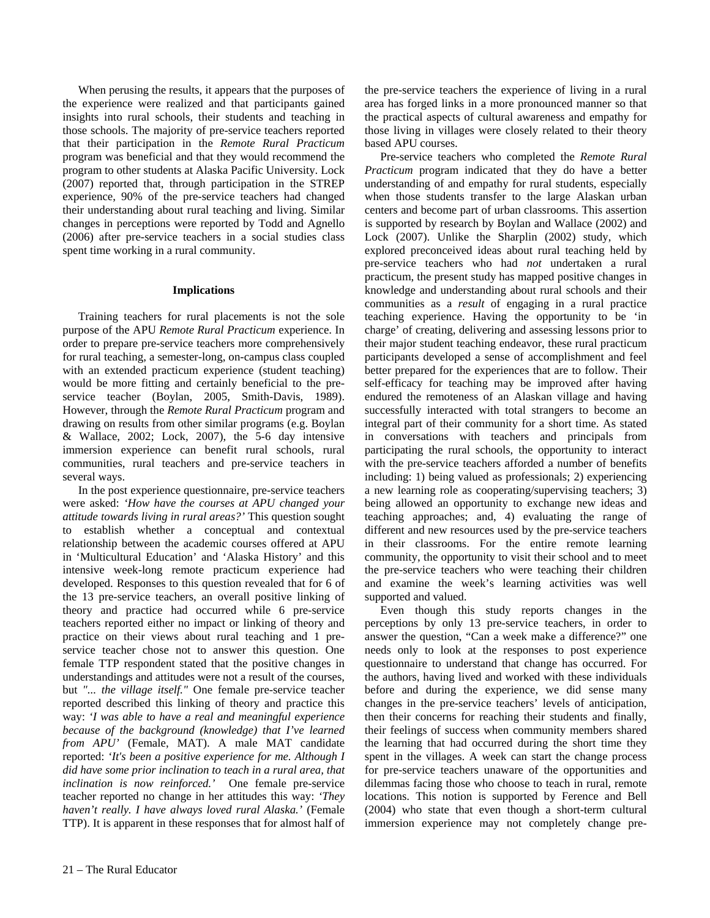When perusing the results, it appears that the purposes of the experience were realized and that participants gained insights into rural schools, their students and teaching in those schools. The majority of pre-service teachers reported that their participation in the *Remote Rural Practicum* program was beneficial and that they would recommend the program to other students at Alaska Pacific University. Lock (2007) reported that, through participation in the STREP experience, 90% of the pre-service teachers had changed their understanding about rural teaching and living. Similar changes in perceptions were reported by Todd and Agnello (2006) after pre-service teachers in a social studies class spent time working in a rural community.

## Implications

Training teachers for rural placements is not the sole purpose of the APU *Remote Rural Practicum* experience. In order to prepare pre-service teachers more comprehensively for rural teaching, a semester-long, on-campus class coupled with an extended practicum experience (student teaching) would be more fitting and certainly beneficial to the pre-service teacher (Boylan, 2005, Smith-Davis, 1989). However, through the *Remote Rural Practicum* program and drawing on results from other similar programs (e.g. Boylan & Wallace, 2002; Lock, 2007), the 5-6 day intensive immersion experience can benefit rural schools, rural communities, rural teachers and pre-service teachers in several ways.

In the post experience questionnaire, pre-service teachers were asked: *'How have the courses at APU changed your attitude towards living in rural areas?'* This question sought to establish whether a conceptual and contextual relationship between the academic courses offered at APU in 'Multicultural Education' and 'Alaska History' and this intensive week-long remote practicum experience had developed. Responses to this question revealed that for 6 of the 13 pre-service teachers, an overall positive linking of theory and practice had occurred while 6 pre-service teachers reported either no impact or linking of theory and practice on their views about rural teaching and 1 pre-service teacher chose not to answer this question. One female TTP respondent stated that the positive changes in understandings and attitudes were not a result of the courses, but *"... the village itself."* One female pre-service teacher reported described this linking of theory and practice this way: *'I was able to have a real and meaningful experience because of the background (knowledge) that I've learned from APU'* (Female, MAT). A male MAT candidate reported: *'It's been a positive experience for me. Although I did have some prior inclination to teach in a rural area, that inclination is now reinforced.'* One female pre-service teacher reported no change in her attitudes this way: *'They haven't really. I have always loved rural Alaska.'* (Female TTP). It is apparent in these responses that for almost half of the pre-service teachers the experience of living in a rural area has forged links in a more pronounced manner so that the practical aspects of cultural awareness and empathy for those living in villages were closely related to their theory based APU courses.

Pre-service teachers who completed the *Remote Rural Practicum* program indicated that they do have a better understanding of and empathy for rural students, especially when those students transfer to the large Alaskan urban centers and become part of urban classrooms. This assertion is supported by research by Boylan and Wallace (2002) and Lock (2007). Unlike the Sharplin (2002) study, which explored preconceived ideas about rural teaching held by pre-service teachers who had *not* undertaken a rural practicum, the present study has mapped positive changes in knowledge and understanding about rural schools and their communities as a *result* of engaging in a rural practice teaching experience. Having the opportunity to be 'in charge' of creating, delivering and assessing lessons prior to their major student teaching endeavor, these rural practicum participants developed a sense of accomplishment and feel better prepared for the experiences that are to follow. Their self-efficacy for teaching may be improved after having endured the remoteness of an Alaskan village and having successfully interacted with total strangers to become an integral part of their community for a short time. As stated in conversations with teachers and principals from participating the rural schools, the opportunity to interact with the pre-service teachers afforded a number of benefits including: 1) being valued as professionals; 2) experiencing a new learning role as cooperating/supervising teachers; 3) being allowed an opportunity to exchange new ideas and teaching approaches; and, 4) evaluating the range of different and new resources used by the pre-service teachers in their classrooms. For the entire remote learning community, the opportunity to visit their school and to meet the pre-service teachers who were teaching their children and examine the week's learning activities was well supported and valued.

Even though this study reports changes in the perceptions by only 13 pre-service teachers, in order to answer the question, "Can a week make a difference?" one needs only to look at the responses to post experience questionnaire to understand that change has occurred. For the authors, having lived and worked with these individuals before and during the experience, we did sense many changes in the pre-service teachers' levels of anticipation, then their concerns for reaching their students and finally, their feelings of success when community members shared the learning that had occurred during the short time they spent in the villages. A week can start the change process for pre-service teachers unaware of the opportunities and dilemmas facing those who choose to teach in rural, remote locations. This notion is supported by Ference and Bell (2004) who state that even though a short-term cultural immersion experience may not completely change pre-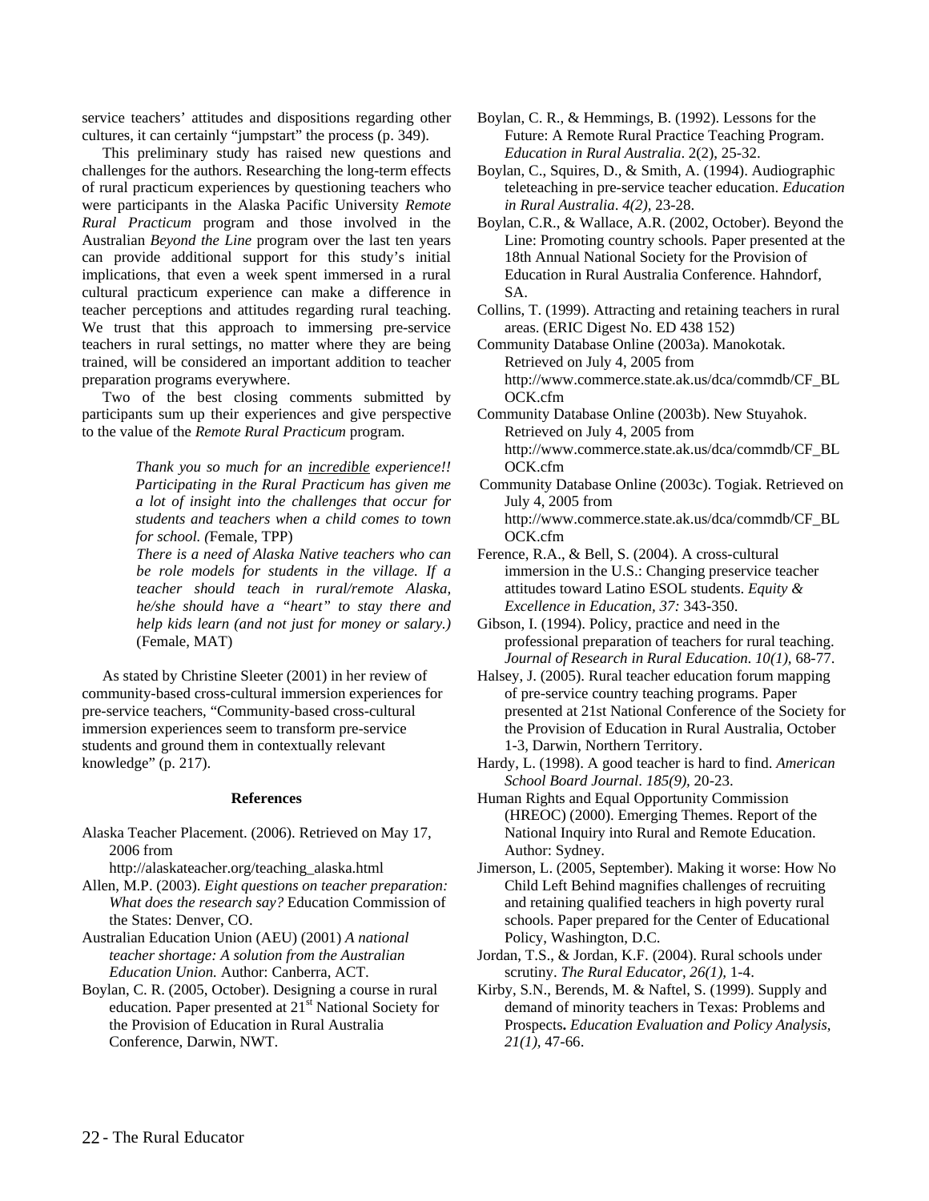service teachers' attitudes and dispositions regarding other cultures, it can certainly "jumpstart" the process (p. 349).

This preliminary study has raised new questions and challenges for the authors. Researching the long-term effects of rural practicum experiences by questioning teachers who were participants in the Alaska Pacific University *Remote Rural Practicum* program and those involved in the Australian *Beyond the Line* program over the last ten years can provide additional support for this study's initial implications, that even a week spent immersed in a rural cultural practicum experience can make a difference in teacher perceptions and attitudes regarding rural teaching. We trust that this approach to immersing pre-service teachers in rural settings, no matter where they are being trained, will be considered an important addition to teacher preparation programs everywhere.

Two of the best closing comments submitted by participants sum up their experiences and give perspective to the value of the *Remote Rural Practicum* program.

> *Thank you so much for an <u>incredible</u> experience!! Participating in the Rural Practicum has given me a lot of insight into the challenges that occur for students and teachers when a child comes to town for school. (*Female, TPP)
>
> *There is a need of Alaska Native teachers who can be role models for students in the village. If a teacher should teach in rural/remote Alaska, he/she should have a "heart" to stay there and help kids learn (and not just for money or salary.)* (Female, MAT)

As stated by Christine Sleeter (2001) in her review of community-based cross-cultural immersion experiences for pre-service teachers, "Community-based cross-cultural immersion experiences seem to transform pre-service students and ground them in contextually relevant knowledge" (p. 217).

## References

Alaska Teacher Placement. (2006). Retrieved on May 17, 2006 from http://alaskateacher.org/teaching_alaska.html

Allen, M.P. (2003). *Eight questions on teacher preparation: What does the research say?* Education Commission of the States: Denver, CO.

Australian Education Union (AEU) (2001) *A national teacher shortage: A solution from the Australian Education Union.* Author: Canberra, ACT.

Boylan, C. R. (2005, October). Designing a course in rural education. Paper presented at 21st National Society for the Provision of Education in Rural Australia Conference, Darwin, NWT.

Boylan, C. R., & Hemmings, B. (1992). Lessons for the Future: A Remote Rural Practice Teaching Program. *Education in Rural Australia*. 2(2), 25-32.

Boylan, C., Squires, D., & Smith, A. (1994). Audiographic teleteaching in pre-service teacher education. *Education in Rural Australia*. *4(2)*, 23-28.

Boylan, C.R., & Wallace, A.R. (2002, October). Beyond the Line: Promoting country schools. Paper presented at the 18th Annual National Society for the Provision of Education in Rural Australia Conference. Hahndorf, SA.

Collins, T. (1999). Attracting and retaining teachers in rural areas. (ERIC Digest No. ED 438 152)

Community Database Online (2003a). Manokotak. Retrieved on July 4, 2005 from http://www.commerce.state.ak.us/dca/commdb/CF_BLOCK.cfm

Community Database Online (2003b). New Stuyahok. Retrieved on July 4, 2005 from http://www.commerce.state.ak.us/dca/commdb/CF_BLOCK.cfm

Community Database Online (2003c). Togiak. Retrieved on July 4, 2005 from http://www.commerce.state.ak.us/dca/commdb/CF_BLOCK.cfm

Ference, R.A., & Bell, S. (2004). A cross-cultural immersion in the U.S.: Changing preservice teacher attitudes toward Latino ESOL students. *Equity & Excellence in Education, 37:* 343-350.

Gibson, I. (1994). Policy, practice and need in the professional preparation of teachers for rural teaching. *Journal of Research in Rural Education. 10(1)*, 68-77.

Halsey, J. (2005). Rural teacher education forum mapping of pre-service country teaching programs. Paper presented at 21st National Conference of the Society for the Provision of Education in Rural Australia, October 1-3, Darwin, Northern Territory.

Hardy, L. (1998). A good teacher is hard to find. *American School Board Journal*. *185(9)*, 20-23.

Human Rights and Equal Opportunity Commission (HREOC) (2000). Emerging Themes. Report of the National Inquiry into Rural and Remote Education. Author: Sydney.

Jimerson, L. (2005, September). Making it worse: How No Child Left Behind magnifies challenges of recruiting and retaining qualified teachers in high poverty rural schools. Paper prepared for the Center of Educational Policy, Washington, D.C.

Jordan, T.S., & Jordan, K.F. (2004). Rural schools under scrutiny. *The Rural Educator*, *26(1)*, 1-4.

Kirby, S.N., Berends, M. & Naftel, S. (1999). Supply and demand of minority teachers in Texas: Problems and Prospects**.** *Education Evaluation and Policy Analysis, 21(1)*, 47-66.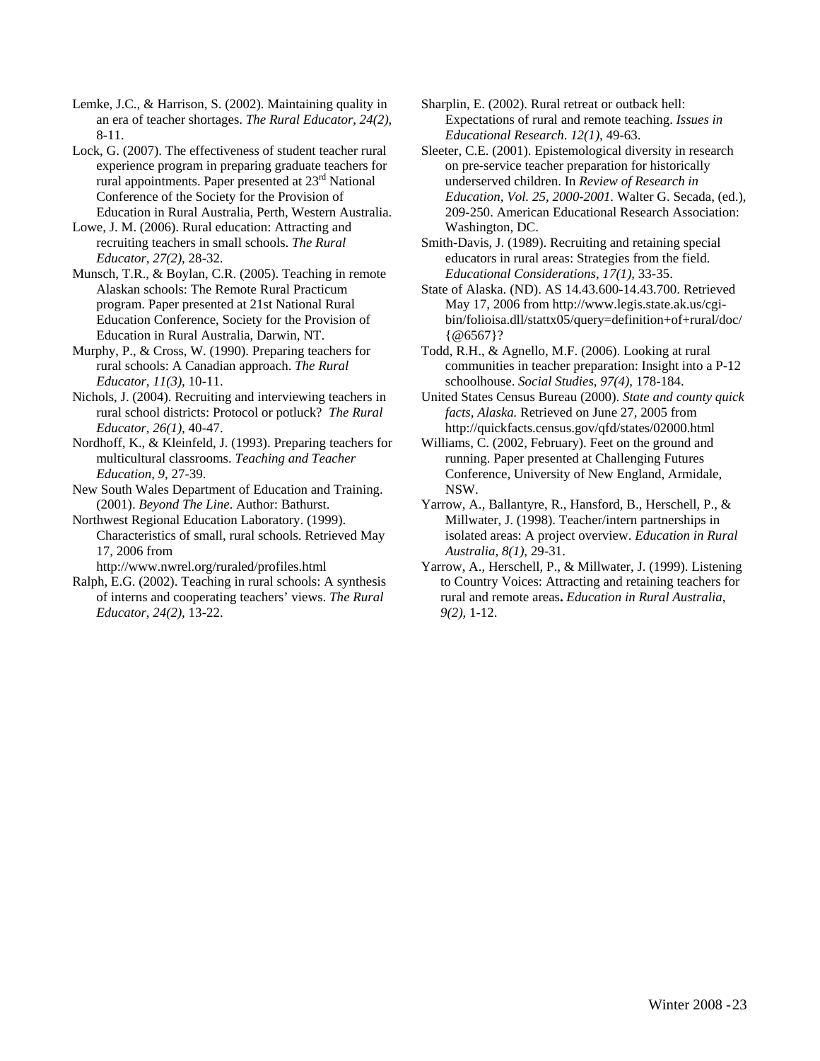Lemke, J.C., & Harrison, S. (2002). Maintaining quality in an era of teacher shortages. *The Rural Educator*, *24(2),* 8-11.

Lock, G. (2007). The effectiveness of student teacher rural experience program in preparing graduate teachers for rural appointments. Paper presented at 23rd National Conference of the Society for the Provision of Education in Rural Australia, Perth, Western Australia.

Lowe, J. M. (2006). Rural education: Attracting and recruiting teachers in small schools. *The Rural Educator, 27(2),* 28-32.

Munsch, T.R., & Boylan, C.R. (2005). Teaching in remote Alaskan schools: The Remote Rural Practicum program. Paper presented at 21st National Rural Education Conference, Society for the Provision of Education in Rural Australia, Darwin, NT.

Murphy, P., & Cross, W. (1990). Preparing teachers for rural schools: A Canadian approach. *The Rural Educator, 11(3),* 10-11.

Nichols, J. (2004). Recruiting and interviewing teachers in rural school districts: Protocol or potluck? *The Rural Educator, 26(1),* 40-47.

Nordhoff, K., & Kleinfeld, J. (1993). Preparing teachers for multicultural classrooms. *Teaching and Teacher Education, 9,* 27-39.

New South Wales Department of Education and Training. (2001). *Beyond The Line*. Author: Bathurst.

Northwest Regional Education Laboratory. (1999). Characteristics of small, rural schools. Retrieved May 17, 2006 from http://www.nwrel.org/ruraled/profiles.html

Ralph, E.G. (2002). Teaching in rural schools: A synthesis of interns and cooperating teachers' views. *The Rural Educator, 24(2),* 13-22.

Sharplin, E. (2002). Rural retreat or outback hell: Expectations of rural and remote teaching. *Issues in Educational Research. 12(1),* 49-63.

Sleeter, C.E. (2001). Epistemological diversity in research on pre-service teacher preparation for historically underserved children. In *Review of Research in Education, Vol. 25, 2000-2001.* Walter G. Secada, (ed.), 209-250. American Educational Research Association: Washington, DC.

Smith-Davis, J. (1989). Recruiting and retaining special educators in rural areas: Strategies from the field. *Educational Considerations, 17(1),* 33-35.

State of Alaska. (ND). AS 14.43.600-14.43.700. Retrieved May 17, 2006 from http://www.legis.state.ak.us/cgi-bin/folioisa.dll/stattx05/query=definition+of+rural/doc/{@6567}?

Todd, R.H., & Agnello, M.F. (2006). Looking at rural communities in teacher preparation: Insight into a P-12 schoolhouse. *Social Studies, 97(4),* 178-184.

United States Census Bureau (2000). *State and county quick facts, Alaska.* Retrieved on June 27, 2005 from http://quickfacts.census.gov/qfd/states/02000.html

Williams, C. (2002, February). Feet on the ground and running. Paper presented at Challenging Futures Conference, University of New England, Armidale, NSW.

Yarrow, A., Ballantyre, R., Hansford, B., Herschell, P., & Millwater, J. (1998). Teacher/intern partnerships in isolated areas: A project overview. *Education in Rural Australia, 8(1),* 29-31.

Yarrow, A., Herschell, P., & Millwater, J. (1999). Listening to Country Voices: Attracting and retaining teachers for rural and remote areas**.** *Education in Rural Australia, 9(2),* 1-12.